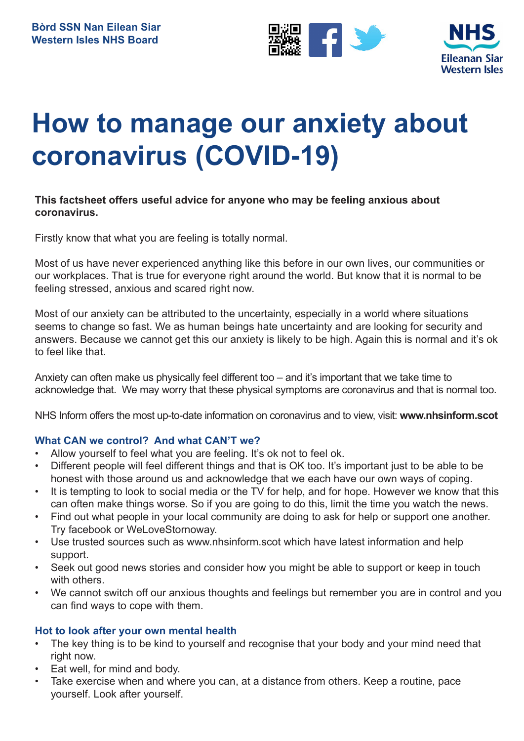Bòrd SSN Nan Eilean Siar
Western Isles NHS Board

NHS Eileanan Siar Western Isles

# How to manage our anxiety about coronavirus (COVID-19)

**This factsheet offers useful advice for anyone who may be feeling anxious about coronavirus.**

Firstly know that what you are feeling is totally normal.

Most of us have never experienced anything like this before in our own lives, our communities or our workplaces. That is true for everyone right around the world. But know that it is normal to be feeling stressed, anxious and scared right now.

Most of our anxiety can be attributed to the uncertainty, especially in a world where situations seems to change so fast. We as human beings hate uncertainty and are looking for security and answers. Because we cannot get this our anxiety is likely to be high. Again this is normal and it's ok to feel like that.

Anxiety can often make us physically feel different too – and it's important that we take time to acknowledge that. We may worry that these physical symptoms are coronavirus and that is normal too.

NHS Inform offers the most up-to-date information on coronavirus and to view, visit: **www.nhsinform.scot**

### What CAN we control? And what CAN'T we?

- Allow yourself to feel what you are feeling. It's ok not to feel ok.
- Different people will feel different things and that is OK too. It's important just to be able to be honest with those around us and acknowledge that we each have our own ways of coping.
- It is tempting to look to social media or the TV for help, and for hope. However we know that this can often make things worse. So if you are going to do this, limit the time you watch the news.
- Find out what people in your local community are doing to ask for help or support one another. Try facebook or WeLoveStornoway.
- Use trusted sources such as www.nhsinform.scot which have latest information and help support.
- Seek out good news stories and consider how you might be able to support or keep in touch with others.
- We cannot switch off our anxious thoughts and feelings but remember you are in control and you can find ways to cope with them.

### Hot to look after your own mental health

- The key thing is to be kind to yourself and recognise that your body and your mind need that right now.
- Eat well, for mind and body.
- Take exercise when and where you can, at a distance from others. Keep a routine, pace yourself. Look after yourself.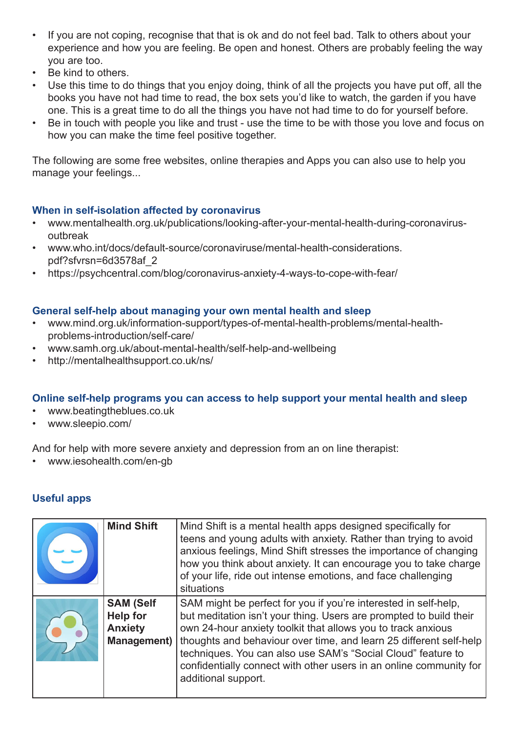- If you are not coping, recognise that that is ok and do not feel bad. Talk to others about your experience and how you are feeling. Be open and honest. Others are probably feeling the way you are too.
- Be kind to others.
- Use this time to do things that you enjoy doing, think of all the projects you have put off, all the books you have not had time to read, the box sets you'd like to watch, the garden if you have one. This is a great time to do all the things you have not had time to do for yourself before.
- Be in touch with people you like and trust - use the time to be with those you love and focus on how you can make the time feel positive together.

The following are some free websites, online therapies and Apps you can also use to help you manage your feelings...

### When in self-isolation affected by coronavirus

- www.mentalhealth.org.uk/publications/looking-after-your-mental-health-during-coronavirus-outbreak
- www.who.int/docs/default-source/coronaviruse/mental-health-considerations.pdf?sfvrsn=6d3578af_2
- https://psychcentral.com/blog/coronavirus-anxiety-4-ways-to-cope-with-fear/

### General self-help about managing your own mental health and sleep

- www.mind.org.uk/information-support/types-of-mental-health-problems/mental-health-problems-introduction/self-care/
- www.samh.org.uk/about-mental-health/self-help-and-wellbeing
- http://mentalhealthsupport.co.uk/ns/

### Online self-help programs you can access to help support your mental health and sleep

- www.beatingtheblues.co.uk
- www.sleepio.com/

And for help with more severe anxiety and depression from an on line therapist:

- www.iesohealth.com/en-gb

### Useful apps

| | | |
|---|---|---|
| | **Mind Shift** | Mind Shift is a mental health apps designed specifically for teens and young adults with anxiety. Rather than trying to avoid anxious feelings, Mind Shift stresses the importance of changing how you think about anxiety. It can encourage you to take charge of your life, ride out intense emotions, and face challenging situations |
| | **SAM (Self Help for Anxiety Management)** | SAM might be perfect for you if you're interested in self-help, but meditation isn't your thing. Users are prompted to build their own 24-hour anxiety toolkit that allows you to track anxious thoughts and behaviour over time, and learn 25 different self-help techniques. You can also use SAM's "Social Cloud" feature to confidentially connect with other users in an online community for additional support. |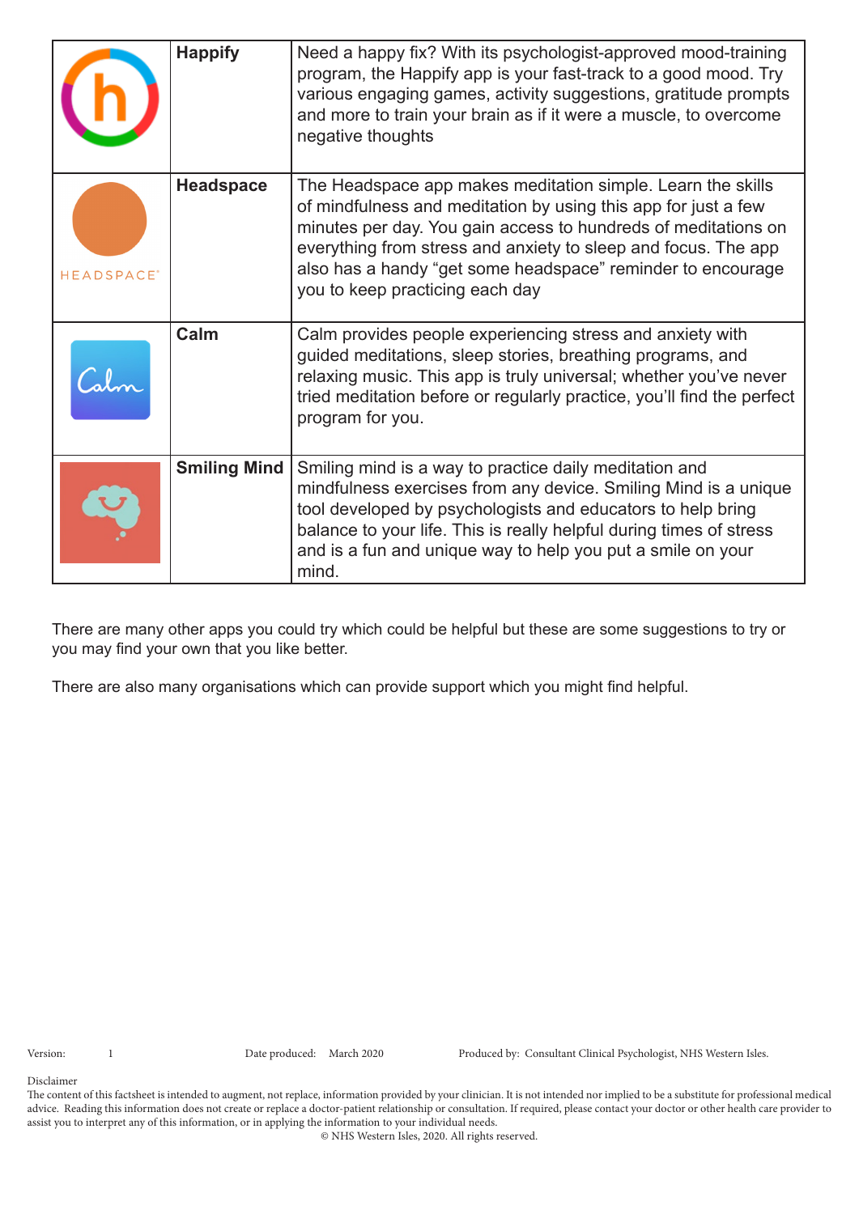| | | |
|---|---|---|
| | **Happify** | Need a happy fix? With its psychologist-approved mood-training program, the Happify app is your fast-track to a good mood. Try various engaging games, activity suggestions, gratitude prompts and more to train your brain as if it were a muscle, to overcome negative thoughts |
| HEADSPACE® | **Headspace** | The Headspace app makes meditation simple. Learn the skills of mindfulness and meditation by using this app for just a few minutes per day. You gain access to hundreds of meditations on everything from stress and anxiety to sleep and focus. The app also has a handy "get some headspace" reminder to encourage you to keep practicing each day |
| Calm | **Calm** | Calm provides people experiencing stress and anxiety with guided meditations, sleep stories, breathing programs, and relaxing music. This app is truly universal; whether you've never tried meditation before or regularly practice, you'll find the perfect program for you. |
| | **Smiling Mind** | Smiling mind is a way to practice daily meditation and mindfulness exercises from any device. Smiling Mind is a unique tool developed by psychologists and educators to help bring balance to your life. This is really helpful during times of stress and is a fun and unique way to help you put a smile on your mind. |

There are many other apps you could try which could be helpful but these are some suggestions to try or you may find your own that you like better.

There are also many organisations which can provide support which you might find helpful.

Version: 1 Date produced: March 2020 Produced by: Consultant Clinical Psychologist, NHS Western Isles.

Disclaimer
The content of this factsheet is intended to augment, not replace, information provided by your clinician. It is not intended nor implied to be a substitute for professional medical advice. Reading this information does not create or replace a doctor-patient relationship or consultation. If required, please contact your doctor or other health care provider to assist you to interpret any of this information, or in applying the information to your individual needs.

© NHS Western Isles, 2020. All rights reserved.